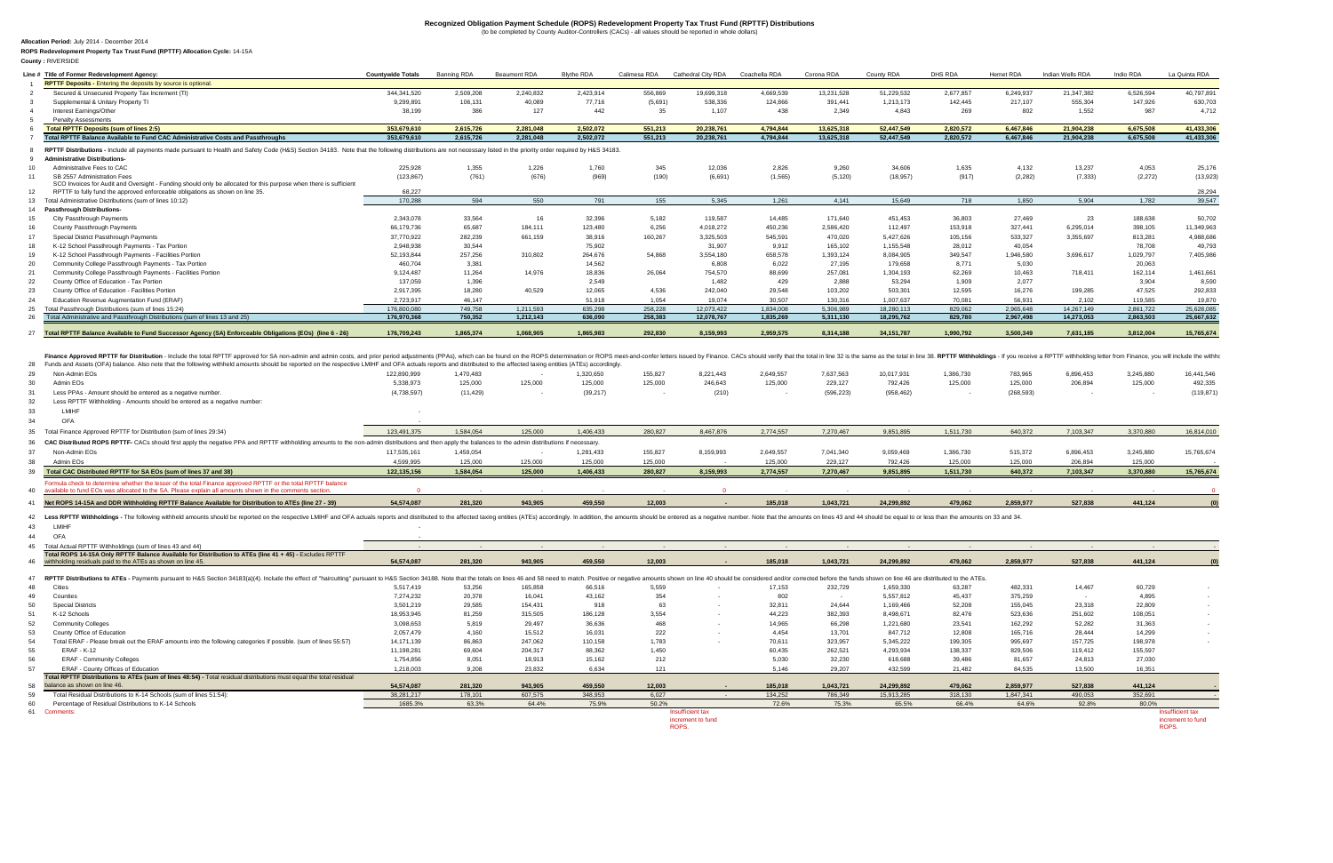# Recognized Obligation Payment Schedule (ROPS) Redevelopment Property Tax Trust Fund (RPTTF) Distributions

(to be completed by County Auditor-Controllers (CACs) - all values should be reported in whole dollars)

**Allocation Period:** July 2014 - December 2014

**ROPS Redevelopment Property Tax Trust Fund (RPTTF) Allocation Cycle:** 14-15A

**County :** RIVERSIDE

| Line # | Title of Former Redevelopment Agency: | Countywide Totals | Banning RDA | Beaumont RDA | Blythe RDA | Calimesa RDA | Cathedral City RDA | Coachella RDA | Corona RDA | County RDA | DHS RDA | Hemet RDA | Indian Wells RDA | Indio RDA | La Quinta RDA |
|---|---|---|---|---|---|---|---|---|---|---|---|---|---|---|---|
| 1 | **RPTTF Deposits** - Entering the deposits by source is optional. | | | | | | | | | | | | | | |
| 2 | Secured & Unsecured Property Tax Increment (TI) | 344,341,520 | 2,509,208 | 2,240,832 | 2,423,914 | 556,869 | 19,699,318 | 4,669,539 | 13,231,528 | 51,229,532 | 2,677,857 | 6,249,937 | 21,347,382 | 6,526,594 | 40,797,891 |
| 3 | Supplemental & Unitary Property TI | 9,299,891 | 106,131 | 40,089 | 77,716 | (5,691) | 538,336 | 124,866 | 391,441 | 1,213,173 | 142,445 | 217,107 | 555,304 | 147,926 | 630,703 |
| 4 | Interest Earnings/Other | 38,199 | 386 | 127 | 442 | 35 | 1,107 | 438 | 2,349 | 4,843 | 269 | 802 | 1,552 | 987 | 4,712 |
| 5 | Penalty Assessments | - | | | | | | | | | | | | | |
| 6 | **Total RPTTF Deposits (sum of lines 2:5)** | **353,679,610** | **2,615,726** | **2,281,048** | **2,502,072** | **551,213** | **20,238,761** | **4,794,844** | **13,625,318** | **52,447,549** | **2,820,572** | **6,467,846** | **21,904,238** | **6,675,508** | **41,433,306** |
| 7 | **Total RPTTF Balance Available to Fund CAC Administrative Costs and Passthroughs** | **353,679,610** | **2,615,726** | **2,281,048** | **2,502,072** | **551,213** | **20,238,761** | **4,794,844** | **13,625,318** | **52,447,549** | **2,820,572** | **6,467,846** | **21,904,238** | **6,675,508** | **41,433,306** |
| 8 | **RPTTF Distributions** - Include all payments made pursuant to Health and Safety Code (H&S) Section 34183. Note that the following distributions are not necessary listed in the priority order required by H&S 34183. | | | | | | | | | | | | | | |
| 9 | **Administrative Distributions-** | | | | | | | | | | | | | | |
| 10 | Administrative Fees to CAC | 225,928 | 1,355 | 1,226 | 1,760 | 345 | 12,036 | 2,826 | 9,260 | 34,606 | 1,635 | 4,132 | 13,237 | 4,053 | 25,176 |
| 11 | SB 2557 Administration Fees | (123,867) | (761) | (676) | (969) | (190) | (6,691) | (1,565) | (5,120) | (18,957) | (917) | (2,282) | (7,333) | (2,272) | (13,923) |
| 12 | SCO Invoices for Audit and Oversight - Funding should only be allocated for this purpose when there is sufficient RPTTF to fully fund the approved enforceable obligations as shown on line 35. | 68,227 | | | | | | | | | | | | | 28,294 |
| 13 | Total Administrative Distributions (sum of lines 10:12) | 170,288 | 594 | 550 | 791 | 155 | 5,345 | 1,261 | 4,141 | 15,649 | 718 | 1,850 | 5,904 | 1,782 | 39,547 |
| 14 | **Passthrough Distributions-** | | | | | | | | | | | | | | |
| 15 | City Passthrough Payments | 2,343,078 | 33,564 | 16 | 32,396 | 5,182 | 119,587 | 14,485 | 171,640 | 451,453 | 36,803 | 27,469 | 23 | 188,638 | 50,702 |
| 16 | County Passthrough Payments | 66,179,736 | 65,687 | 184,111 | 123,480 | 6,256 | 4,018,272 | 450,236 | 2,586,420 | 112,497 | 153,918 | 327,441 | 6,295,014 | 398,105 | 11,349,963 |
| 17 | Special District Passthrough Payments | 37,770,922 | 282,239 | 661,159 | 38,916 | 160,267 | 3,325,503 | 545,591 | 470,020 | 5,427,626 | 105,156 | 533,327 | 3,355,697 | 813,281 | 4,988,686 |
| 18 | K-12 School Passthrough Payments - Tax Portion | 2,948,938 | 30,544 | | 75,902 | | 31,907 | 9,912 | 165,102 | 1,155,548 | 28,012 | 40,054 | | 78,708 | 49,793 |
| 19 | K-12 School Passthrough Payments - Facilities Portion | 52,193,844 | 257,256 | 310,802 | 264,676 | 54,868 | 3,554,180 | 658,578 | 1,393,124 | 8,084,905 | 349,547 | 1,946,580 | 3,696,617 | 1,029,797 | 7,405,986 |
| 20 | Community College Passthrough Payments - Tax Portion | 460,704 | 3,381 | | 14,562 | | 6,808 | 6,022 | 27,195 | 179,658 | 8,771 | 5,030 | | 20,063 | |
| 21 | Community College Passthrough Payments - Facilities Portion | 9,124,487 | 11,264 | 14,976 | 18,836 | 26,064 | 754,570 | 88,699 | 257,081 | 1,304,193 | 62,269 | 10,463 | 718,411 | 162,114 | 1,461,661 |
| 22 | County Office of Education - Tax Portion | 137,059 | 1,396 | | 2,549 | | 1,482 | 429 | 2,888 | 53,294 | 1,909 | 2,077 | | 3,904 | 8,590 |
| 23 | County Office of Education - Facilities Portion | 2,917,395 | 18,280 | 40,529 | 12,065 | 4,536 | 242,040 | 29,548 | 103,202 | 503,301 | 12,595 | 16,276 | 199,285 | 47,525 | 292,833 |
| 24 | Education Revenue Augmentation Fund (ERAF) | 2,723,917 | 46,147 | | 51,918 | 1,054 | 19,074 | 30,507 | 130,316 | 1,007,637 | 70,081 | 56,931 | 2,102 | 119,585 | 19,870 |
| 25 | Total Passthrough Distributions (sum of lines 15:24) | 176,800,080 | 749,758 | 1,211,593 | 635,298 | 258,228 | 12,073,422 | 1,834,008 | 5,306,989 | 18,280,113 | 829,062 | 2,965,648 | 14,267,149 | 2,861,722 | 25,628,085 |
| 26 | Total Administrative and Passthrough Distributions (sum of lines 13 and 25) | 176,970,368 | 750,352 | 1,212,143 | 636,090 | 258,383 | 12,078,767 | 1,835,269 | 5,311,130 | 18,295,762 | 829,780 | 2,967,498 | 14,273,053 | 2,863,503 | 25,667,632 |
| 27 | **Total RPTTF Balance Available to Fund Successor Agency (SA) Enforceable Obligations (EOs) (line 6 - 26)** | **176,709,243** | **1,865,374** | **1,068,905** | **1,865,983** | **292,830** | **8,159,993** | **2,959,575** | **8,314,188** | **34,151,787** | **1,990,792** | **3,500,349** | **7,631,185** | **3,812,004** | **15,765,674** |
| 28 | **Finance Approved RPTTF for Distribution** - Include the total RPTTF approved for SA non-admin and admin costs, and prior period adjustments (PPAs), which can be found on the ROPS determination or ROPS meet-and-confer letters issued by Finance. CACs should verify that the total in line 32 is the same as the total in line 38. **RPTTF Withholdings** - If you receive a RPTTF withholding letter from Finance, you will include the withheld Funds and Assets (OFA) balance. Also note that the following withheld amounts should be reported on the respective LMIHF and OFA actuals reports and distributed to the affected taxing entities (ATEs) accordingly. | | | | | | | | | | | | | | |
| 29 | Non-Admin EOs | 122,890,999 | 1,470,483 | - | 1,320,650 | 155,827 | 8,221,443 | 2,649,557 | 7,637,563 | 10,017,931 | 1,386,730 | 783,965 | 6,896,453 | 3,245,880 | 16,441,546 |
| 30 | Admin EOs | 5,338,973 | 125,000 | 125,000 | 125,000 | 125,000 | 246,643 | 125,000 | 229,127 | 792,426 | 125,000 | 125,000 | 206,894 | 125,000 | 492,335 |
| 31 | Less PPAs - Amount should be entered as a negative number. | (4,738,597) | (11,429) | - | (39,217) | - | (210) | - | (596,223) | (958,462) | - | (268,593) | - | - | (119,871) |
| 32 | Less RPTTF Withholding - Amounts should be entered as a negative number: | | | | | | | | | | | | | | |
| 33 | LMIHF | - | | | | | | | | | | | | | |
| 34 | OFA | - | | | | | | | | | | | | | |
| 35 | Total Finance Approved RPTTF for Distribution (sum of lines 29:34) | 123,491,375 | 1,584,054 | 125,000 | 1,406,433 | 280,827 | 8,467,876 | 2,774,557 | 7,270,467 | 9,851,895 | 1,511,730 | 640,372 | 7,103,347 | 3,370,880 | 16,814,010 |
| 36 | **CAC Distributed ROPS RPTTF-** CACs should first apply the negative PPA and RPTTF withholding amounts to the non-admin distributions and then apply the balances to the admin distributions if necessary. | | | | | | | | | | | | | | |
| 37 | Non-Admin EOs | 117,535,161 | 1,459,054 | - | 1,281,433 | 155,827 | 8,159,993 | 2,649,557 | 7,041,340 | 9,059,469 | 1,386,730 | 515,372 | 6,896,453 | 3,245,880 | 15,765,674 |
| 38 | Admin EOs | 4,599,995 | 125,000 | 125,000 | 125,000 | 125,000 | - | 125,000 | 229,127 | 792,426 | 125,000 | 125,000 | 206,894 | 125,000 | - |
| 39 | **Total CAC Distributed RPTTF for SA EOs (sum of lines 37 and 38)** | **122,135,156** | **1,584,054** | **125,000** | **1,406,433** | **280,827** | **8,159,993** | **2,774,557** | **7,270,467** | **9,851,895** | **1,511,730** | **640,372** | **7,103,347** | **3,370,880** | **15,765,674** |
| 40 | Formula check to determine whether the lesser of the total Finance approved RPTTF or the total RPTTF balance available to fund EOs was allocated to the SA. Please explain all amounts shown in the comments section. | 0 | - | - | - | - | 0 | - | - | - | - | - | - | - | 0 |
| 41 | **Net ROPS 14-15A and DDR Withholding RPTTF Balance Available for Distribution to ATEs (line 27 - 39)** | **54,574,087** | **281,320** | **943,905** | **459,550** | **12,003** | **-** | **185,018** | **1,043,721** | **24,299,892** | **479,062** | **2,859,977** | **527,838** | **441,124** | **(0)** |
| 42 | **Less RPTTF Withholdings** - The following withheld amounts should be reported on the respective LMIHF and OFA actuals reports and distributed to the affected taxing entities (ATEs) accordingly. In addition, the amounts should be entered as a negative number. Note that the amounts on lines 43 and 44 should be equal to or less than the amounts on 33 and 34. | | | | | | | | | | | | | | |
| 43 | LMIHF | - | | | | | | | | | | | | | |
| 44 | OFA | - | | | | | | | | | | | | | |
| 45 | Total Actual RPTTF Withholdings (sum of lines 43 and 44) | - | - | - | - | - | - | - | - | - | - | - | - | - | - |
| 46 | **Total ROPS 14-15A Only RPTTF Balance Available for Distribution to ATEs (line 41 + 45)** - Excludes RPTTF withholding residuals paid to the ATEs as shown on line 45. | **54,574,087** | **281,320** | **943,905** | **459,550** | **12,003** | **-** | **185,018** | **1,043,721** | **24,299,892** | **479,062** | **2,859,977** | **527,838** | **441,124** | **(0)** |
| 47 | **RPTTF Distributions to ATEs** - Payments pursuant to H&S Section 34183(a)(4). Include the effect of "haircutting" pursuant to H&S Section 34188. Note that the totals on lines 46 and 58 need to match. Positive or negative amounts shown on line 40 should be considered and/or corrected before the funds shown on line 46 are distributed to the ATEs. | | | | | | | | | | | | | | |
| 48 | Cities | 5,517,419 | 53,256 | 165,858 | 66,516 | 5,559 | - | 17,153 | 232,729 | 1,659,330 | 63,287 | 482,331 | 14,467 | 60,729 | - |
| 49 | Counties | 7,274,232 | 20,378 | 16,041 | 43,162 | 354 | - | 802 | - | 5,557,812 | 45,437 | 375,259 | - | 4,895 | - |
| 50 | Special Districts | 3,501,219 | 29,585 | 154,431 | 918 | 63 | - | 32,811 | 24,644 | 1,169,466 | 52,208 | 155,045 | 23,318 | 22,809 | - |
| 51 | K-12 Schools | 18,953,945 | 81,259 | 315,505 | 186,128 | 3,554 | - | 44,223 | 382,393 | 8,498,671 | 82,476 | 523,636 | 251,602 | 108,051 | - |
| 52 | Community Colleges | 3,098,653 | 5,819 | 29,497 | 36,636 | 468 | - | 14,965 | 66,298 | 1,221,680 | 23,541 | 162,292 | 52,282 | 31,363 | - |
| 53 | County Office of Education | 2,057,479 | 4,160 | 15,512 | 16,031 | 222 | - | 4,454 | 13,701 | 847,712 | 12,808 | 165,716 | 28,444 | 14,299 | - |
| 54 | Total ERAF - Please break out the ERAF amounts into the following categories if possible. (sum of lines 55:57) | 14,171,139 | 86,863 | 247,062 | 110,158 | 1,783 | - | 70,611 | 323,957 | 5,345,222 | 199,305 | 995,697 | 157,725 | 198,978 | - |
| 55 | ERAF - K-12 | 11,198,281 | 69,604 | 204,317 | 88,362 | 1,450 | | 60,435 | 262,521 | 4,293,934 | 138,337 | 829,506 | 119,412 | 155,597 | |
| 56 | ERAF - Community Colleges | 1,754,856 | 8,051 | 18,913 | 15,162 | 212 | | 5,030 | 32,230 | 618,688 | 39,486 | 81,657 | 24,813 | 27,030 | |
| 57 | ERAF - County Offices of Education | 1,218,003 | 9,208 | 23,832 | 6,634 | 121 | | 5,146 | 29,207 | 432,599 | 21,482 | 84,535 | 13,500 | 16,351 | |
| 58 | **Total RPTTF Distributions to ATEs (sum of lines 48:54)** - Total residual distributions must equal the total residual balance as shown on line 46. | **54,574,087** | **281,320** | **943,905** | **459,550** | **12,003** | **-** | **185,018** | **1,043,721** | **24,299,892** | **479,062** | **2,859,977** | **527,838** | **441,124** | **-** |
| 59 | Total Residual Distributions to K-14 Schools (sum of lines 51:54): | 38,281,217 | 178,101 | 607,575 | 348,953 | 6,027 | - | 134,252 | 786,349 | 15,913,285 | 318,130 | 1,847,341 | 490,053 | 352,691 | - |
| 60 | Percentage of Residual Distributions to K-14 Schools | 1685.3% | 63.3% | 64.4% | 75.9% | 50.2% | | 72.6% | 75.3% | 65.5% | 66.4% | 64.6% | 92.8% | 80.0% | |
| 61 | Comments: | | | | | | Insufficient tax increment to fund ROPS. | | | | | | | | Insufficient tax increment to fund ROPS. |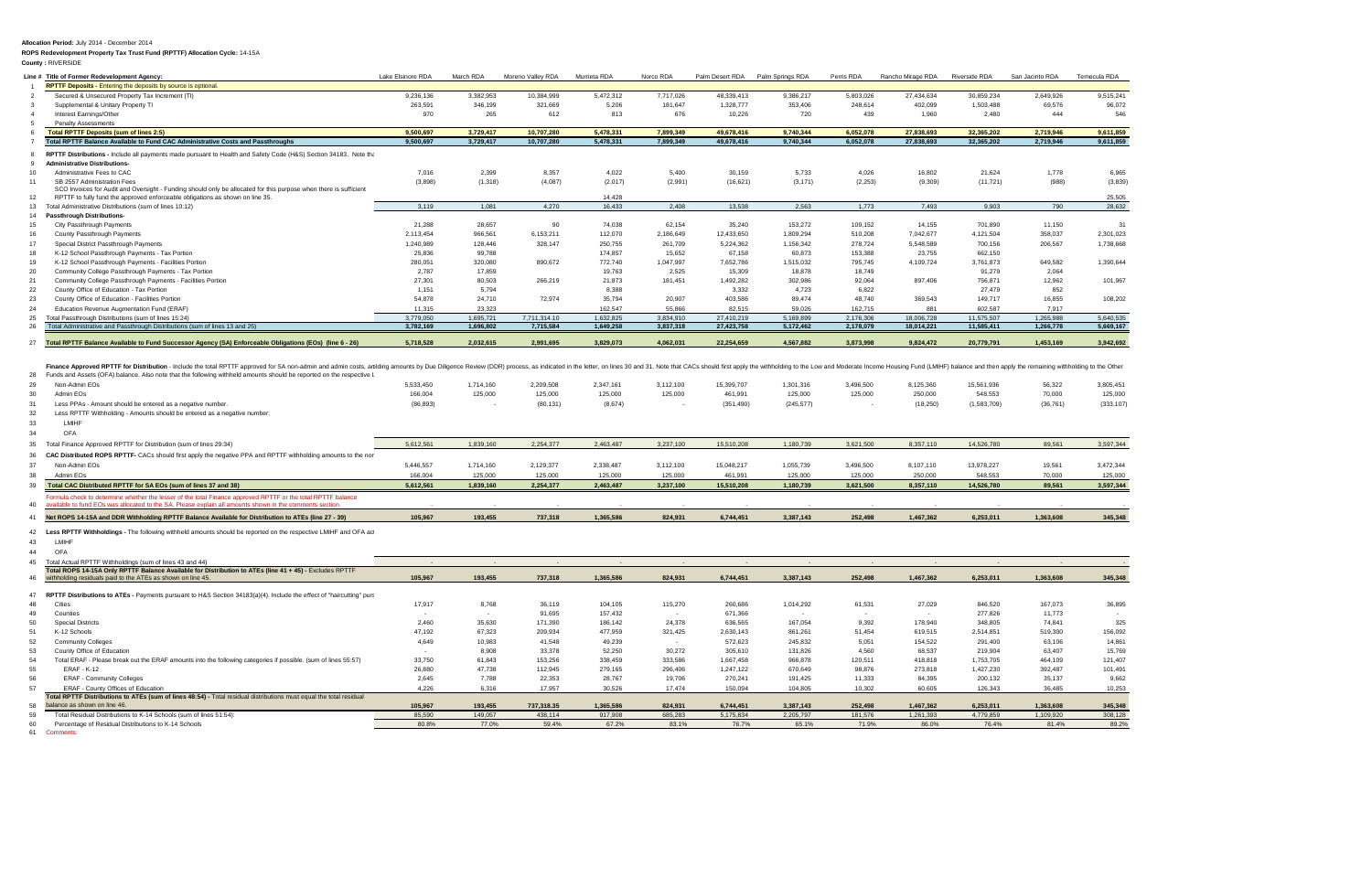**Allocation Period:** July 2014 - December 2014

**ROPS Redevelopment Property Tax Trust Fund (RPTTF) Allocation Cycle:** 14-15A

**County :** RIVERSIDE

| Line # | Title of Former Redevelopment Agency: | Lake Elsinore RDA | March RDA | Moreno Valley RDA | Murrieta RDA | Norco RDA | Palm Desert RDA | Palm Springs RDA | Perris RDA | Rancho Mirage RDA | Riverside RDA | San Jacinto RDA | Temecula RDA |
|---|---|---|---|---|---|---|---|---|---|---|---|---|---|
| 1 | **RPTTF Deposits** - Entering the deposits by source is optional. | | | | | | | | | | | | |
| 2 | Secured & Unsecured Property Tax Increment (TI) | 9,236,136 | 3,382,953 | 10,384,999 | 5,472,312 | 7,717,026 | 48,339,413 | 9,386,217 | 5,803,026 | 27,434,634 | 30,859,234 | 2,649,926 | 9,515,241 |
| 3 | Supplemental & Unitary Property TI | 263,591 | 346,199 | 321,669 | 5,206 | 181,647 | 1,328,777 | 353,406 | 248,614 | 402,099 | 1,503,488 | 69,576 | 96,072 |
| 4 | Interest Earnings/Other | 970 | 265 | 612 | 813 | 676 | 10,226 | 720 | 439 | 1,960 | 2,480 | 444 | 546 |
| 5 | Penalty Assessments | | | | | | | | | | | | |
| 6 | **Total RPTTF Deposits (sum of lines 2:5)** | **9,500,697** | **3,729,417** | **10,707,280** | **5,478,331** | **7,899,349** | **49,678,416** | **9,740,344** | **6,052,078** | **27,838,693** | **32,365,202** | **2,719,946** | **9,611,859** |
| 7 | **Total RPTTF Balance Available to Fund CAC Administrative Costs and Passthroughs** | **9,500,697** | **3,729,417** | **10,707,280** | **5,478,331** | **7,899,349** | **49,678,416** | **9,740,344** | **6,052,078** | **27,838,693** | **32,365,202** | **2,719,946** | **9,611,859** |
| 8 | **RPTTF Distributions** - Include all payments made pursuant to Health and Safety Code (H&S) Section 34183. Note tha | | | | | | | | | | | | |
| 9 | **Administrative Distributions-** | | | | | | | | | | | | |
| 10 | Administrative Fees to CAC | 7,016 | 2,399 | 8,357 | 4,022 | 5,400 | 30,159 | 5,733 | 4,026 | 16,802 | 21,624 | 1,778 | 6,965 |
| 11 | SB 2557 Administration Fees | (3,898) | (1,318) | (4,087) | (2,017) | (2,991) | (16,621) | (3,171) | (2,253) | (9,309) | (11,721) | (988) | (3,839) |
| 12 | SCO Invoices for Audit and Oversight - Funding should only be allocated for this purpose when there is sufficient RPTTF to fully fund the approved enforceable obligations as shown on line 35. | | | | 14,428 | | | | | | | | 25,505 |
| 13 | Total Administrative Distributions (sum of lines 10:12) | 3,119 | 1,081 | 4,270 | 16,433 | 2,408 | 13,538 | 2,563 | 1,773 | 7,493 | 9,903 | 790 | 28,632 |
| 14 | **Passthrough Distributions-** | | | | | | | | | | | | |
| 15 | City Passthrough Payments | 21,288 | 28,657 | 90 | 74,038 | 62,154 | 35,240 | 153,272 | 109,152 | 14,155 | 701,890 | 11,150 | 31 |
| 16 | County Passthrough Payments | 2,113,454 | 966,561 | 6,153,211 | 112,070 | 2,186,649 | 12,433,650 | 1,809,294 | 510,208 | 7,042,677 | 4,121,504 | 358,037 | 2,301,023 |
| 17 | Special District Passthrough Payments | 1,240,989 | 128,446 | 328,147 | 250,755 | 261,709 | 5,224,362 | 1,158,342 | 278,724 | 5,548,589 | 700,156 | 206,567 | 1,738,668 |
| 18 | K-12 School Passthrough Payments - Tax Portion | 25,836 | 99,788 | | 174,857 | 15,652 | 67,158 | 60,873 | 153,388 | 23,755 | 662,150 | | |
| 19 | K-12 School Passthrough Payments - Facilities Portion | 280,051 | 320,080 | 890,672 | 772,740 | 1,047,997 | 7,652,786 | 1,515,032 | 795,745 | 4,109,724 | 3,761,873 | 649,582 | 1,390,644 |
| 20 | Community College Passthrough Payments - Tax Portion | 2,787 | 17,859 | | 19,763 | 2,525 | 15,309 | 18,878 | 18,749 | | 91,279 | 2,064 | |
| 21 | Community College Passthrough Payments - Facilities Portion | 27,301 | 80,503 | 266,219 | 21,873 | 181,451 | 1,492,282 | 302,986 | 92,064 | 897,406 | 756,871 | 12,962 | 101,967 |
| 22 | County Office of Education - Tax Portion | 1,151 | 5,794 | | 8,388 | | 3,332 | 4,723 | 6,822 | | 27,479 | 852 | |
| 23 | County Office of Education - Facilities Portion | 54,878 | 24,710 | 72,974 | 35,794 | 20,907 | 403,586 | 89,474 | 48,740 | 369,543 | 149,717 | 16,855 | 108,202 |
| 24 | Education Revenue Augmentation Fund (ERAF) | 11,315 | 23,323 | | 162,547 | 55,866 | 82,515 | 59,026 | 162,715 | 881 | 602,587 | 7,917 | |
| 25 | Total Passthrough Distributions (sum of lines 15:24) | 3,779,050 | 1,695,721 | 7,711,314.10 | 1,632,825 | 3,834,910 | 27,410,219 | 5,169,899 | 2,176,306 | 18,006,728 | 11,575,507 | 1,265,988 | 5,640,535 |
| 26 | Total Administrative and Passthrough Distributions (sum of lines 13 and 25) | 3,782,169 | 1,696,802 | 7,715,584 | 1,649,258 | 3,837,318 | 27,423,758 | 5,172,462 | 2,178,079 | 18,014,221 | 11,585,411 | 1,266,778 | 5,669,167 |
| 27 | **Total RPTTF Balance Available to Fund Successor Agency (SA) Enforceable Obligations (EOs) (line 6 - 26)** | **5,718,528** | **2,032,615** | **2,991,695** | **3,829,073** | **4,062,031** | **22,254,659** | **4,567,882** | **3,873,998** | **9,824,472** | **20,779,791** | **1,453,169** | **3,942,692** |
| 28 | **Finance Approved RPTTF for Distribution** - Include the total RPTTF approved for SA non-admin and admin costs, adding amounts by Due Diligence Review (DDR) process, as indicated in the letter, on lines 30 and 31. Note that CACs should first apply the withholding to the Low and Moderate Income Housing Fund (LMIHF) balance and then apply the remaining withholding to the Other Funds and Assets (OFA) balance. Also note that the following withheld amounts should be reported on the respective L | | | | | | | | | | | | |
| 29 | Non-Admin EOs | 5,533,450 | 1,714,160 | 2,209,508 | 2,347,161 | 3,112,100 | 15,399,707 | 1,301,316 | 3,496,500 | 8,125,360 | 15,561,936 | 56,322 | 3,805,451 |
| 30 | Admin EOs | 166,004 | 125,000 | 125,000 | 125,000 | 125,000 | 461,991 | 125,000 | 125,000 | 250,000 | 548,553 | 70,000 | 125,000 |
| 31 | Less PPAs - Amount should be entered as a negative number. | (86,893) | - | (80,131) | (8,674) | - | (351,490) | (245,577) | - | (18,250) | (1,583,709) | (36,761) | (333,107) |
| 32 | Less RPTTF Withholding - Amounts should be entered as a negative number: | | | | | | | | | | | | |
| 33 | LMIHF | | | | | | | | | | | | |
| 34 | OFA | | | | | | | | | | | | |
| 35 | Total Finance Approved RPTTF for Distribution (sum of lines 29:34) | 5,612,561 | 1,839,160 | 2,254,377 | 2,463,487 | 3,237,100 | 15,510,208 | 1,180,739 | 3,621,500 | 8,357,110 | 14,526,780 | 89,561 | 3,597,344 |
| 36 | **CAC Distributed ROPS RPTTF-** CACs should first apply the negative PPA and RPTTF withholding amounts to the nor | | | | | | | | | | | | |
| 37 | Non-Admin EOs | 5,446,557 | 1,714,160 | 2,129,377 | 2,338,487 | 3,112,100 | 15,048,217 | 1,055,739 | 3,496,500 | 8,107,110 | 13,978,227 | 19,561 | 3,472,344 |
| 38 | Admin EOs | 166,004 | 125,000 | 125,000 | 125,000 | 125,000 | 461,991 | 125,000 | 125,000 | 250,000 | 548,553 | 70,000 | 125,000 |
| 39 | **Total CAC Distributed RPTTF for SA EOs (sum of lines 37 and 38)** | **5,612,561** | **1,839,160** | **2,254,377** | **2,463,487** | **3,237,100** | **15,510,208** | **1,180,739** | **3,621,500** | **8,357,110** | **14,526,780** | **89,561** | **3,597,344** |
| 40 | Formula check to determine whether the lesser of the total Finance approved RPTTF or the total RPTTF balance available to fund EOs was allocated to the SA. Please explain all amounts shown in the comments section. | - | - | - | - | - | - | - | - | - | - | - | - |
| 41 | **Net ROPS 14-15A and DDR Withholding RPTTF Balance Available for Distribution to ATEs (line 27 - 39)** | **105,967** | **193,455** | **737,318** | **1,365,586** | **824,931** | **6,744,451** | **3,387,143** | **252,498** | **1,467,362** | **6,253,011** | **1,363,608** | **345,348** |
| 42 | **Less RPTTF Withholdings** - The following withheld amounts should be reported on the respective LMIHF and OFA acc | | | | | | | | | | | | |
| 43 | LMIHF | | | | | | | | | | | | |
| 44 | OFA | | | | | | | | | | | | |
| 45 | Total Actual RPTTF Withholdings (sum of lines 43 and 44) | - | - | - | - | - | - | - | - | - | - | - | - |
| 46 | **Total ROPS 14-15A Only RPTTF Balance Available for Distribution to ATEs (line 41 + 45) -** Excludes RPTTF withholding residuals paid to the ATEs as shown on line 45. | **105,967** | **193,455** | **737,318** | **1,365,586** | **824,931** | **6,744,451** | **3,387,143** | **252,498** | **1,467,362** | **6,253,011** | **1,363,608** | **345,348** |
| 47 | **RPTTF Distributions to ATEs -** Payments pursuant to H&S Section 34183(a)(4). Include the effect of "haircutting" purs | | | | | | | | | | | | |
| 48 | Cities | 17,917 | 8,768 | 36,119 | 104,105 | 115,270 | 260,686 | 1,014,292 | 61,531 | 27,029 | 846,520 | 167,073 | 36,895 |
| 49 | Counties | - | - | 91,695 | 157,432 | - | 671,366 | - | - | - | 277,826 | 11,773 | - |
| 50 | Special Districts | 2,460 | 35,630 | 171,390 | 186,142 | 24,378 | 636,565 | 167,054 | 9,392 | 178,940 | 348,805 | 74,841 | 325 |
| 51 | K-12 Schools | 47,192 | 67,323 | 209,934 | 477,959 | 321,425 | 2,630,143 | 861,261 | 51,454 | 619,515 | 2,514,851 | 519,300 | 156,092 |
| 52 | Community Colleges | 4,649 | 10,983 | 41,548 | 49,239 | - | 572,623 | 245,832 | 5,051 | 154,522 | 291,400 | 63,106 | 14,861 |
| 53 | County Office of Education | - | 8,908 | 33,378 | 52,250 | 30,272 | 305,610 | 131,826 | 4,560 | 68,537 | 219,904 | 63,407 | 15,769 |
| 54 | Total ERAF - Please break out the ERAF amounts into the following categories if possible. (sum of lines 55:57) | 33,750 | 61,843 | 153,256 | 338,459 | 333,586 | 1,667,458 | 966,878 | 120,511 | 418,818 | 1,753,705 | 464,109 | 121,407 |
| 55 | ERAF - K-12 | 26,880 | 47,738 | 112,945 | 279,165 | 296,406 | 1,247,122 | 670,649 | 98,876 | 273,818 | 1,427,230 | 392,487 | 101,491 |
| 56 | ERAF - Community Colleges | 2,645 | 7,788 | 22,353 | 28,767 | 19,706 | 270,241 | 191,425 | 11,333 | 84,395 | 200,132 | 35,137 | 9,662 |
| 57 | ERAF - County Offices of Education | 4,226 | 6,316 | 17,957 | 30,526 | 17,474 | 150,094 | 104,805 | 10,302 | 60,605 | 126,343 | 36,485 | 10,253 |
| 58 | **Total RPTTF Distributions to ATEs (sum of lines 48:54) -** Total residual distributions must equal the total residual balance as shown on line 46. | **105,967** | **193,455** | **737,318.35** | **1,365,586** | **824,931** | **6,744,451** | **3,387,143** | **252,498** | **1,467,362** | **6,253,011** | **1,363,608** | **345,348** |
| 59 | Total Residual Distributions to K-14 Schools (sum of lines 51:54): | 85,590 | 149,057 | 438,114 | 917,908 | 685,283 | 5,175,834 | 2,205,797 | 181,576 | 1,261,393 | 4,779,859 | 1,109,920 | 308,128 |
| 60 | Percentage of Residual Distributions to K-14 Schools | 80.8% | 77.0% | 59.4% | 67.2% | 83.1% | 76.7% | 65.1% | 71.9% | 86.0% | 76.4% | 81.4% | 89.2% |
| 61 | Comments: | | | | | | | | | | | | |